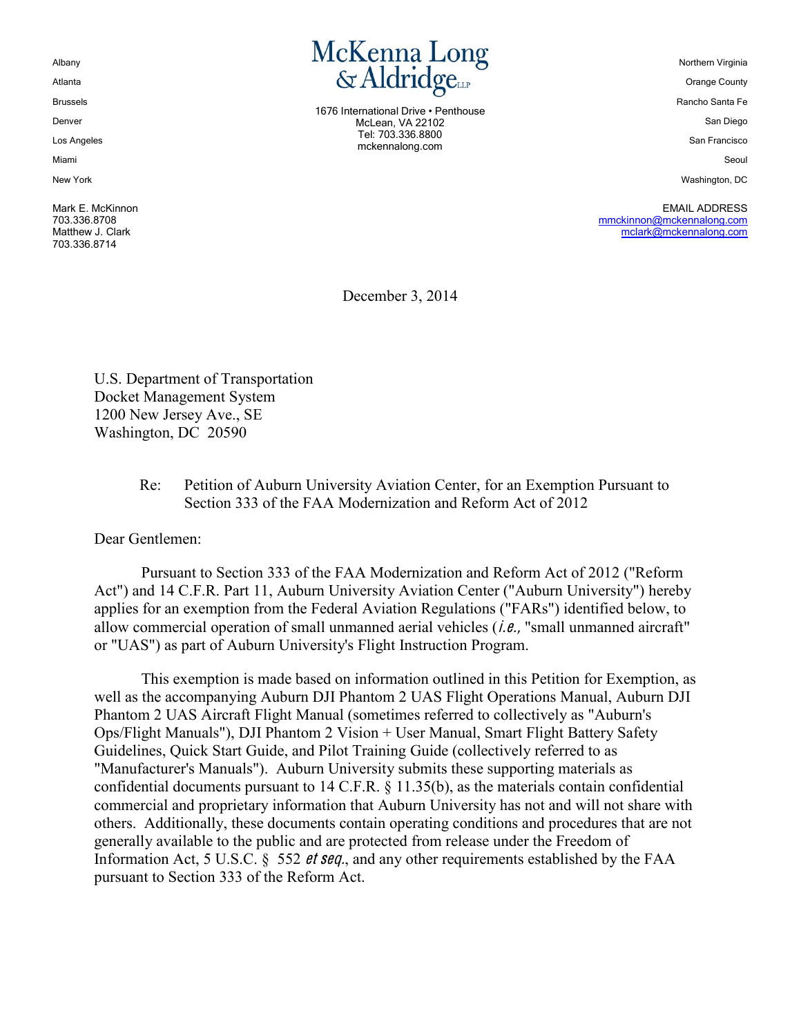McKenna Long & Aldridge LLP

1676 International Drive • Penthouse
McLean, VA 22102
Tel: 703.336.8800
mckennalong.com

Albany
Atlanta
Brussels
Denver
Los Angeles
Miami
New York

Northern Virginia
Orange County
Rancho Santa Fe
San Diego
San Francisco
Seoul
Washington, DC

Mark E. McKinnon
703.336.8708
Matthew J. Clark
703.336.8714

EMAIL ADDRESS
mmckinnon@mckennalong.com
mclark@mckennalong.com

December 3, 2014

U.S. Department of Transportation
Docket Management System
1200 New Jersey Ave., SE
Washington, DC 20590

Re: Petition of Auburn University Aviation Center, for an Exemption Pursuant to Section 333 of the FAA Modernization and Reform Act of 2012

Dear Gentlemen:

Pursuant to Section 333 of the FAA Modernization and Reform Act of 2012 ("Reform Act") and 14 C.F.R. Part 11, Auburn University Aviation Center ("Auburn University") hereby applies for an exemption from the Federal Aviation Regulations ("FARs") identified below, to allow commercial operation of small unmanned aerial vehicles (*i.e.,* "small unmanned aircraft" or "UAS") as part of Auburn University's Flight Instruction Program.

This exemption is made based on information outlined in this Petition for Exemption, as well as the accompanying Auburn DJI Phantom 2 UAS Flight Operations Manual, Auburn DJI Phantom 2 UAS Aircraft Flight Manual (sometimes referred to collectively as "Auburn's Ops/Flight Manuals"), DJI Phantom 2 Vision + User Manual, Smart Flight Battery Safety Guidelines, Quick Start Guide, and Pilot Training Guide (collectively referred to as "Manufacturer's Manuals"). Auburn University submits these supporting materials as confidential documents pursuant to 14 C.F.R. § 11.35(b), as the materials contain confidential commercial and proprietary information that Auburn University has not and will not share with others. Additionally, these documents contain operating conditions and procedures that are not generally available to the public and are protected from release under the Freedom of Information Act, 5 U.S.C. § 552 *et seq.*, and any other requirements established by the FAA pursuant to Section 333 of the Reform Act.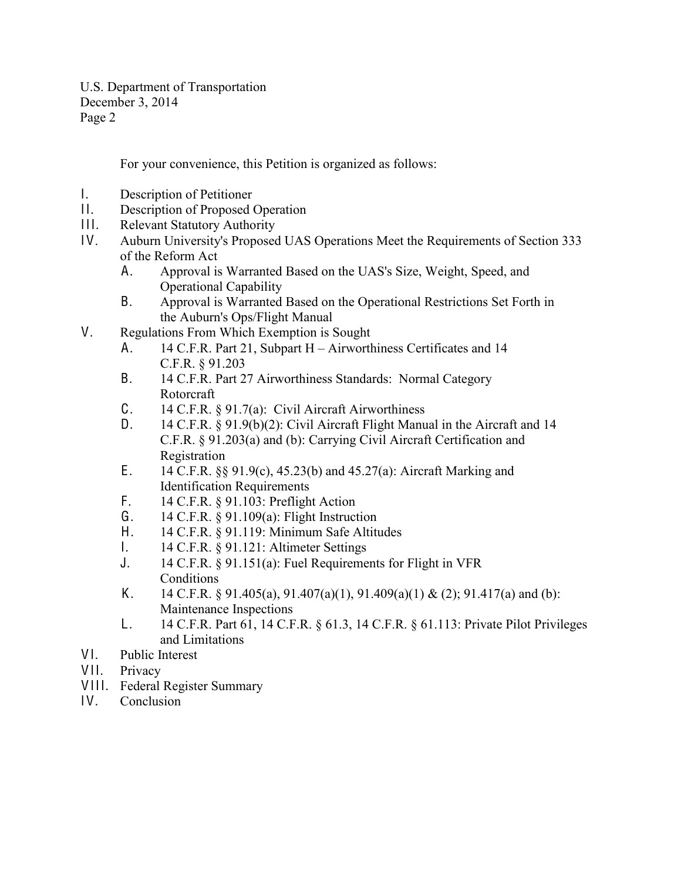For your convenience, this Petition is organized as follows:

I. Description of Petitioner
II. Description of Proposed Operation
III. Relevant Statutory Authority
IV. Auburn University's Proposed UAS Operations Meet the Requirements of Section 333 of the Reform Act
   A. Approval is Warranted Based on the UAS's Size, Weight, Speed, and Operational Capability
   B. Approval is Warranted Based on the Operational Restrictions Set Forth in the Auburn's Ops/Flight Manual
V. Regulations From Which Exemption is Sought
   A. 14 C.F.R. Part 21, Subpart H – Airworthiness Certificates and 14 C.F.R. § 91.203
   B. 14 C.F.R. Part 27 Airworthiness Standards: Normal Category Rotorcraft
   C. 14 C.F.R. § 91.7(a): Civil Aircraft Airworthiness
   D. 14 C.F.R. § 91.9(b)(2): Civil Aircraft Flight Manual in the Aircraft and 14 C.F.R. § 91.203(a) and (b): Carrying Civil Aircraft Certification and Registration
   E. 14 C.F.R. §§ 91.9(c), 45.23(b) and 45.27(a): Aircraft Marking and Identification Requirements
   F. 14 C.F.R. § 91.103: Preflight Action
   G. 14 C.F.R. § 91.109(a): Flight Instruction
   H. 14 C.F.R. § 91.119: Minimum Safe Altitudes
   I. 14 C.F.R. § 91.121: Altimeter Settings
   J. 14 C.F.R. § 91.151(a): Fuel Requirements for Flight in VFR Conditions
   K. 14 C.F.R. § 91.405(a), 91.407(a)(1), 91.409(a)(1) & (2); 91.417(a) and (b): Maintenance Inspections
   L. 14 C.F.R. Part 61, 14 C.F.R. § 61.3, 14 C.F.R. § 61.113: Private Pilot Privileges and Limitations
VI. Public Interest
VII. Privacy
VIII. Federal Register Summary
IV. Conclusion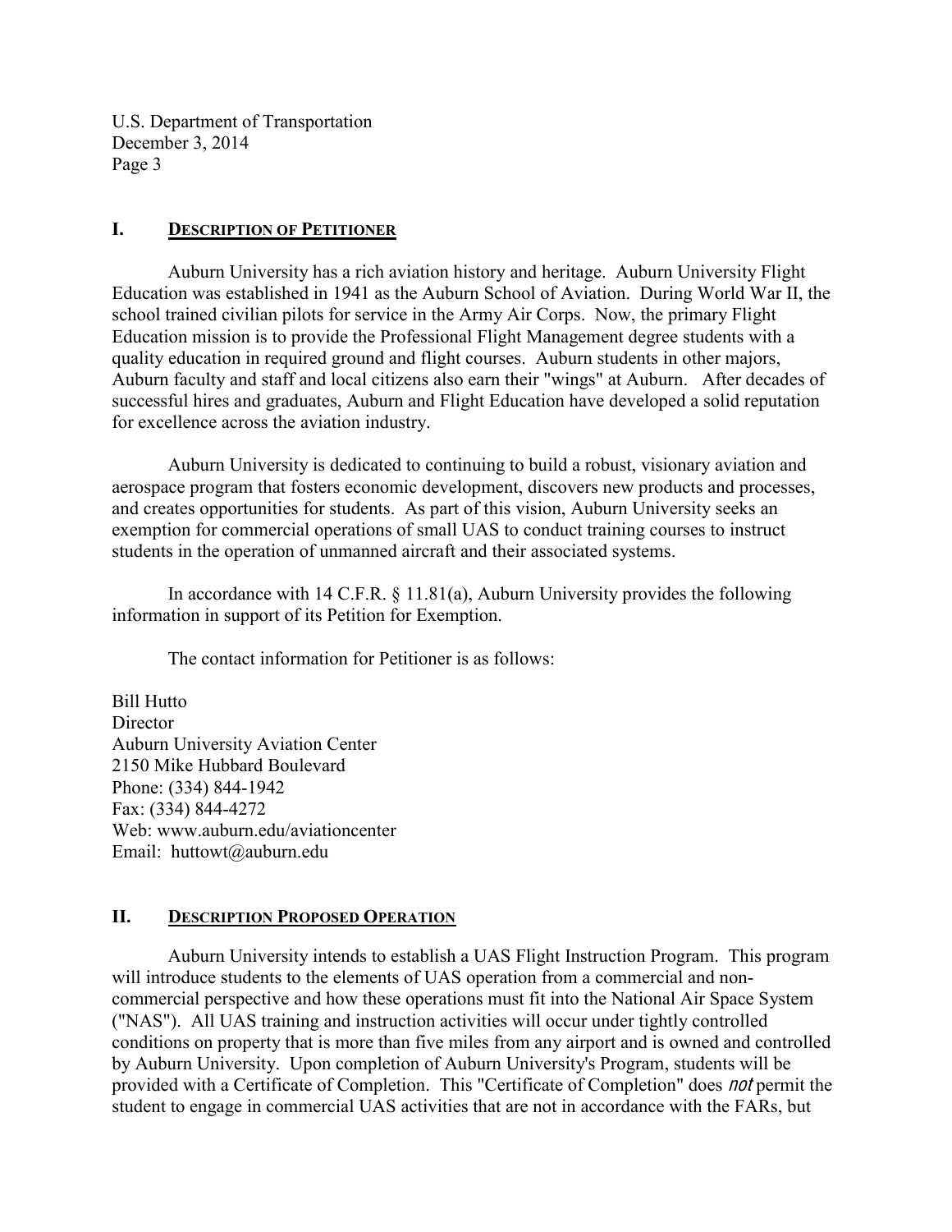## I. Description of Petitioner

Auburn University has a rich aviation history and heritage. Auburn University Flight Education was established in 1941 as the Auburn School of Aviation. During World War II, the school trained civilian pilots for service in the Army Air Corps. Now, the primary Flight Education mission is to provide the Professional Flight Management degree students with a quality education in required ground and flight courses. Auburn students in other majors, Auburn faculty and staff and local citizens also earn their "wings" at Auburn. After decades of successful hires and graduates, Auburn and Flight Education have developed a solid reputation for excellence across the aviation industry.

Auburn University is dedicated to continuing to build a robust, visionary aviation and aerospace program that fosters economic development, discovers new products and processes, and creates opportunities for students. As part of this vision, Auburn University seeks an exemption for commercial operations of small UAS to conduct training courses to instruct students in the operation of unmanned aircraft and their associated systems.

In accordance with 14 C.F.R. § 11.81(a), Auburn University provides the following information in support of its Petition for Exemption.

The contact information for Petitioner is as follows:

Bill Hutto
Director
Auburn University Aviation Center
2150 Mike Hubbard Boulevard
Phone: (334) 844-1942
Fax: (334) 844-4272
Web: www.auburn.edu/aviationcenter
Email: huttowt@auburn.edu

## II. Description Proposed Operation

Auburn University intends to establish a UAS Flight Instruction Program. This program will introduce students to the elements of UAS operation from a commercial and non-commercial perspective and how these operations must fit into the National Air Space System ("NAS"). All UAS training and instruction activities will occur under tightly controlled conditions on property that is more than five miles from any airport and is owned and controlled by Auburn University. Upon completion of Auburn University's Program, students will be provided with a Certificate of Completion. This "Certificate of Completion" does *not* permit the student to engage in commercial UAS activities that are not in accordance with the FARs, but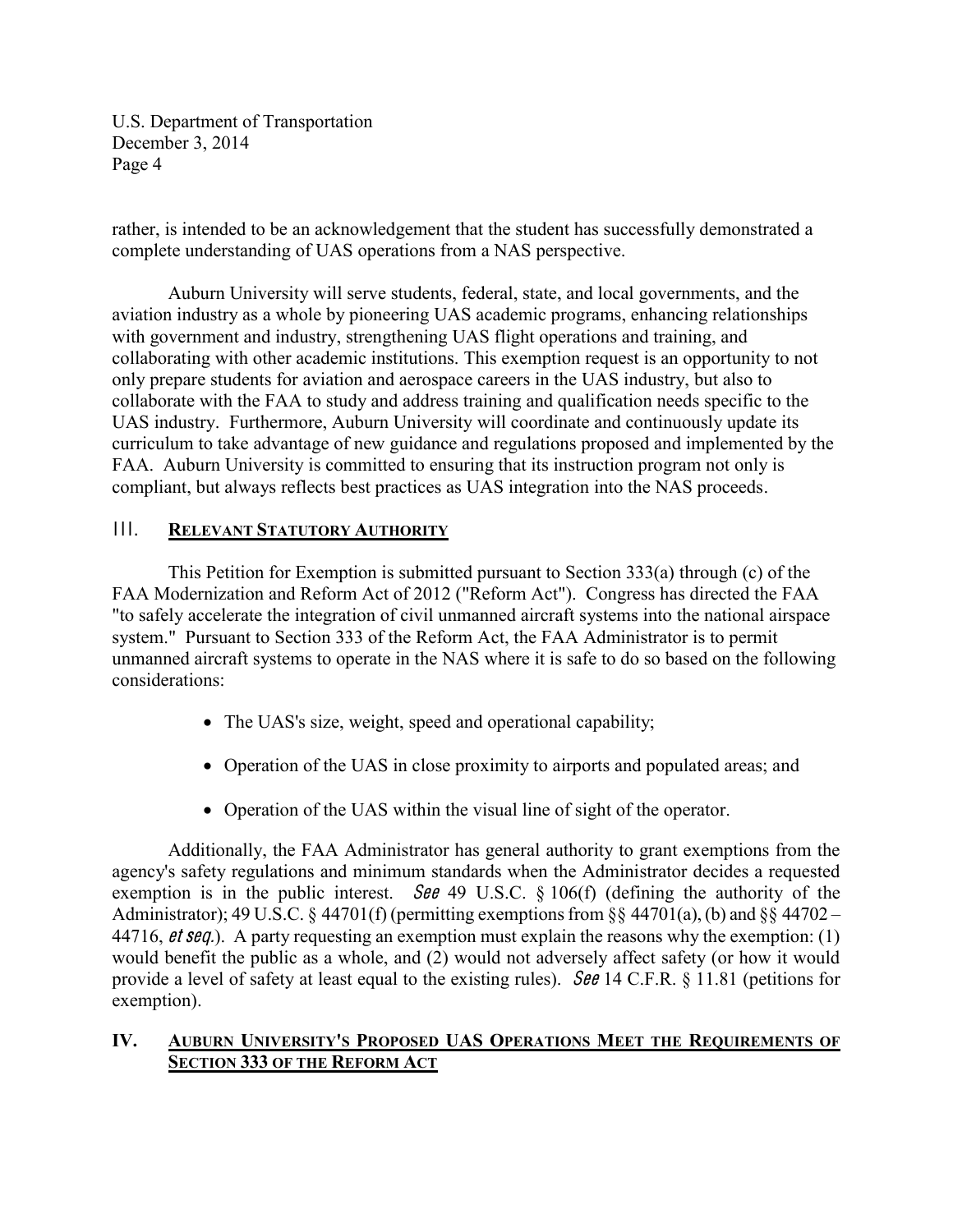rather, is intended to be an acknowledgement that the student has successfully demonstrated a complete understanding of UAS operations from a NAS perspective.

Auburn University will serve students, federal, state, and local governments, and the aviation industry as a whole by pioneering UAS academic programs, enhancing relationships with government and industry, strengthening UAS flight operations and training, and collaborating with other academic institutions. This exemption request is an opportunity to not only prepare students for aviation and aerospace careers in the UAS industry, but also to collaborate with the FAA to study and address training and qualification needs specific to the UAS industry. Furthermore, Auburn University will coordinate and continuously update its curriculum to take advantage of new guidance and regulations proposed and implemented by the FAA. Auburn University is committed to ensuring that its instruction program not only is compliant, but always reflects best practices as UAS integration into the NAS proceeds.

## III. <u>RELEVANT STATUTORY AUTHORITY</u>

This Petition for Exemption is submitted pursuant to Section 333(a) through (c) of the FAA Modernization and Reform Act of 2012 ("Reform Act"). Congress has directed the FAA "to safely accelerate the integration of civil unmanned aircraft systems into the national airspace system." Pursuant to Section 333 of the Reform Act, the FAA Administrator is to permit unmanned aircraft systems to operate in the NAS where it is safe to do so based on the following considerations:

- The UAS's size, weight, speed and operational capability;
- Operation of the UAS in close proximity to airports and populated areas; and
- Operation of the UAS within the visual line of sight of the operator.

Additionally, the FAA Administrator has general authority to grant exemptions from the agency's safety regulations and minimum standards when the Administrator decides a requested exemption is in the public interest. *See* 49 U.S.C. § 106(f) (defining the authority of the Administrator); 49 U.S.C. § 44701(f) (permitting exemptions from §§ 44701(a), (b) and §§ 44702 – 44716, *et seq.*). A party requesting an exemption must explain the reasons why the exemption: (1) would benefit the public as a whole, and (2) would not adversely affect safety (or how it would provide a level of safety at least equal to the existing rules). *See* 14 C.F.R. § 11.81 (petitions for exemption).

## IV. <u>AUBURN UNIVERSITY'S PROPOSED UAS OPERATIONS MEET THE REQUIREMENTS OF SECTION 333 OF THE REFORM ACT</u>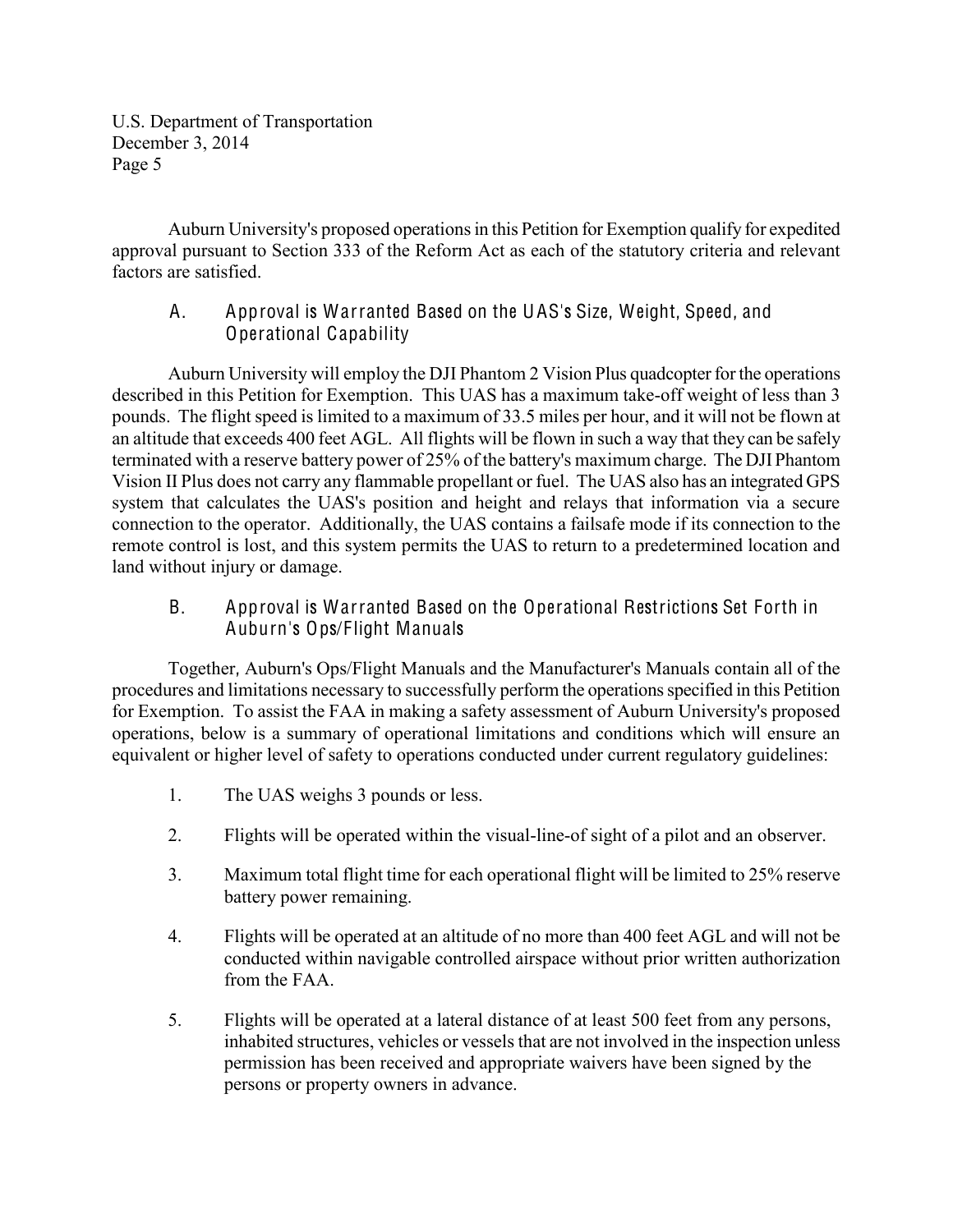Auburn University's proposed operations in this Petition for Exemption qualify for expedited approval pursuant to Section 333 of the Reform Act as each of the statutory criteria and relevant factors are satisfied.

### A. Approval is Warranted Based on the UAS's Size, Weight, Speed, and Operational Capability

Auburn University will employ the DJI Phantom 2 Vision Plus quadcopter for the operations described in this Petition for Exemption. This UAS has a maximum take-off weight of less than 3 pounds. The flight speed is limited to a maximum of 33.5 miles per hour, and it will not be flown at an altitude that exceeds 400 feet AGL. All flights will be flown in such a way that they can be safely terminated with a reserve battery power of 25% of the battery's maximum charge. The DJI Phantom Vision II Plus does not carry any flammable propellant or fuel. The UAS also has an integrated GPS system that calculates the UAS's position and height and relays that information via a secure connection to the operator. Additionally, the UAS contains a failsafe mode if its connection to the remote control is lost, and this system permits the UAS to return to a predetermined location and land without injury or damage.

### B. Approval is Warranted Based on the Operational Restrictions Set Forth in Auburn's Ops/Flight Manuals

Together, Auburn's Ops/Flight Manuals and the Manufacturer's Manuals contain all of the procedures and limitations necessary to successfully perform the operations specified in this Petition for Exemption. To assist the FAA in making a safety assessment of Auburn University's proposed operations, below is a summary of operational limitations and conditions which will ensure an equivalent or higher level of safety to operations conducted under current regulatory guidelines:

1. The UAS weighs 3 pounds or less.

2. Flights will be operated within the visual-line-of sight of a pilot and an observer.

3. Maximum total flight time for each operational flight will be limited to 25% reserve battery power remaining.

4. Flights will be operated at an altitude of no more than 400 feet AGL and will not be conducted within navigable controlled airspace without prior written authorization from the FAA.

5. Flights will be operated at a lateral distance of at least 500 feet from any persons, inhabited structures, vehicles or vessels that are not involved in the inspection unless permission has been received and appropriate waivers have been signed by the persons or property owners in advance.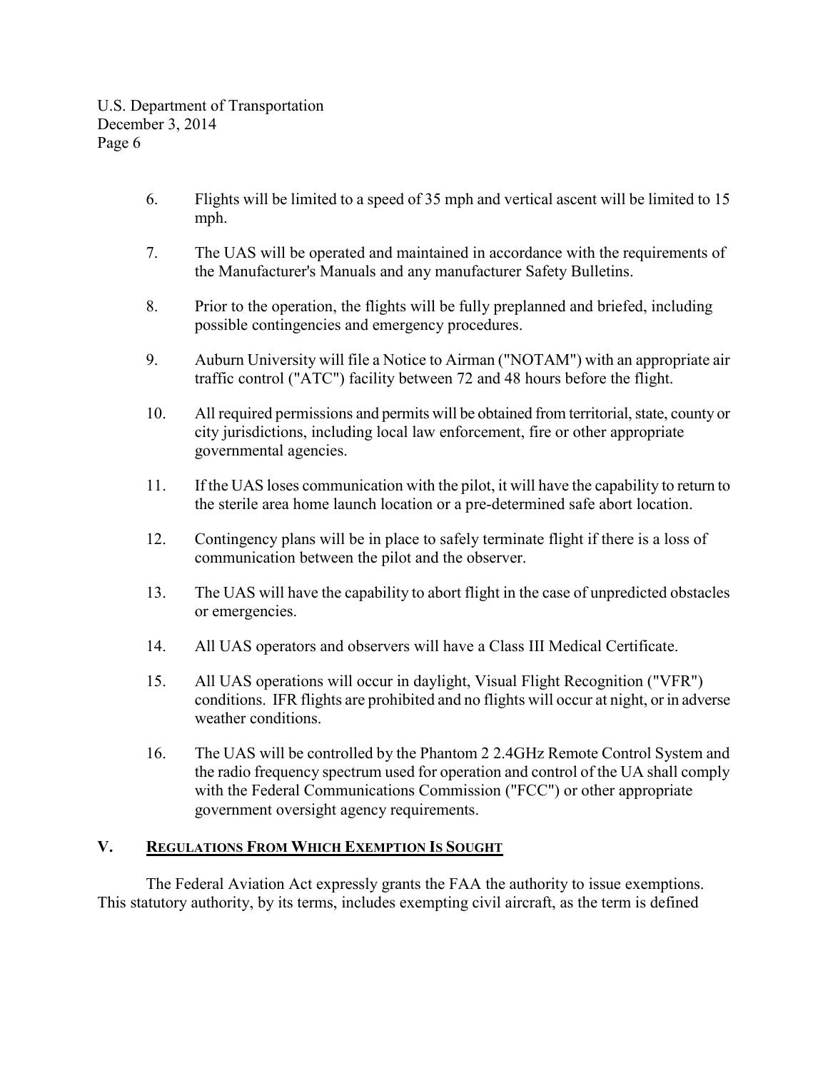6. Flights will be limited to a speed of 35 mph and vertical ascent will be limited to 15 mph.

7. The UAS will be operated and maintained in accordance with the requirements of the Manufacturer's Manuals and any manufacturer Safety Bulletins.

8. Prior to the operation, the flights will be fully preplanned and briefed, including possible contingencies and emergency procedures.

9. Auburn University will file a Notice to Airman ("NOTAM") with an appropriate air traffic control ("ATC") facility between 72 and 48 hours before the flight.

10. All required permissions and permits will be obtained from territorial, state, county or city jurisdictions, including local law enforcement, fire or other appropriate governmental agencies.

11. If the UAS loses communication with the pilot, it will have the capability to return to the sterile area home launch location or a pre-determined safe abort location.

12. Contingency plans will be in place to safely terminate flight if there is a loss of communication between the pilot and the observer.

13. The UAS will have the capability to abort flight in the case of unpredicted obstacles or emergencies.

14. All UAS operators and observers will have a Class III Medical Certificate.

15. All UAS operations will occur in daylight, Visual Flight Recognition ("VFR") conditions. IFR flights are prohibited and no flights will occur at night, or in adverse weather conditions.

16. The UAS will be controlled by the Phantom 2 2.4GHz Remote Control System and the radio frequency spectrum used for operation and control of the UA shall comply with the Federal Communications Commission ("FCC") or other appropriate government oversight agency requirements.

## V. REGULATIONS FROM WHICH EXEMPTION IS SOUGHT

The Federal Aviation Act expressly grants the FAA the authority to issue exemptions. This statutory authority, by its terms, includes exempting civil aircraft, as the term is defined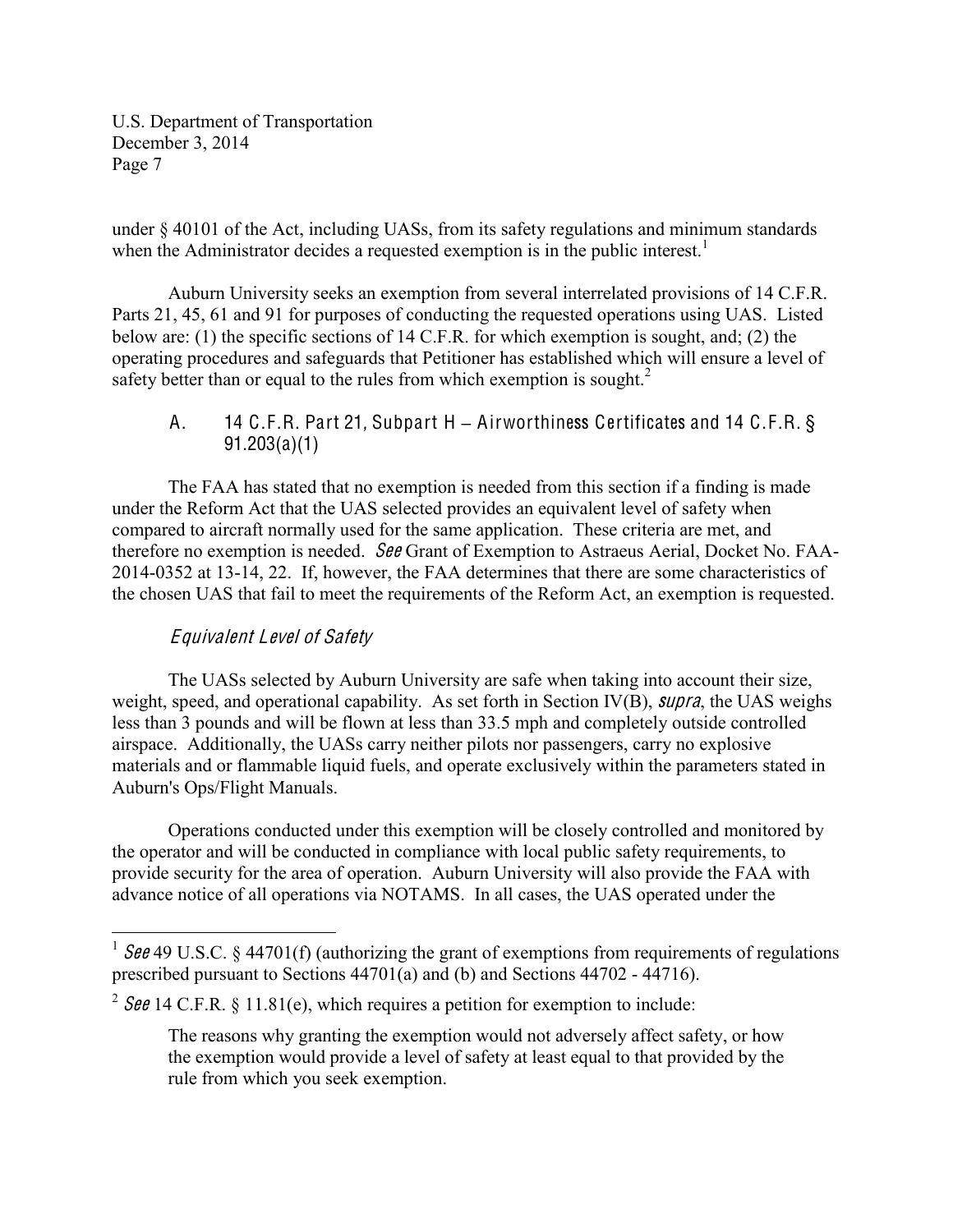under § 40101 of the Act, including UASs, from its safety regulations and minimum standards when the Administrator decides a requested exemption is in the public interest.[1]

Auburn University seeks an exemption from several interrelated provisions of 14 C.F.R. Parts 21, 45, 61 and 91 for purposes of conducting the requested operations using UAS. Listed below are: (1) the specific sections of 14 C.F.R. for which exemption is sought, and; (2) the operating procedures and safeguards that Petitioner has established which will ensure a level of safety better than or equal to the rules from which exemption is sought.[2]

### A. 14 C.F.R. Part 21, Subpart H – Airworthiness Certificates and 14 C.F.R. § 91.203(a)(1)

The FAA has stated that no exemption is needed from this section if a finding is made under the Reform Act that the UAS selected provides an equivalent level of safety when compared to aircraft normally used for the same application. These criteria are met, and therefore no exemption is needed. *See* Grant of Exemption to Astraeus Aerial, Docket No. FAA-2014-0352 at 13-14, 22. If, however, the FAA determines that there are some characteristics of the chosen UAS that fail to meet the requirements of the Reform Act, an exemption is requested.

#### *Equivalent Level of Safety*

The UASs selected by Auburn University are safe when taking into account their size, weight, speed, and operational capability. As set forth in Section IV(B), *supra*, the UAS weighs less than 3 pounds and will be flown at less than 33.5 mph and completely outside controlled airspace. Additionally, the UASs carry neither pilots nor passengers, carry no explosive materials and or flammable liquid fuels, and operate exclusively within the parameters stated in Auburn's Ops/Flight Manuals.

Operations conducted under this exemption will be closely controlled and monitored by the operator and will be conducted in compliance with local public safety requirements, to provide security for the area of operation. Auburn University will also provide the FAA with advance notice of all operations via NOTAMS. In all cases, the UAS operated under the

---

[1] *See* 49 U.S.C. § 44701(f) (authorizing the grant of exemptions from requirements of regulations prescribed pursuant to Sections 44701(a) and (b) and Sections 44702 - 44716).

[2] *See* 14 C.F.R. § 11.81(e), which requires a petition for exemption to include:

> The reasons why granting the exemption would not adversely affect safety, or how the exemption would provide a level of safety at least equal to that provided by the rule from which you seek exemption.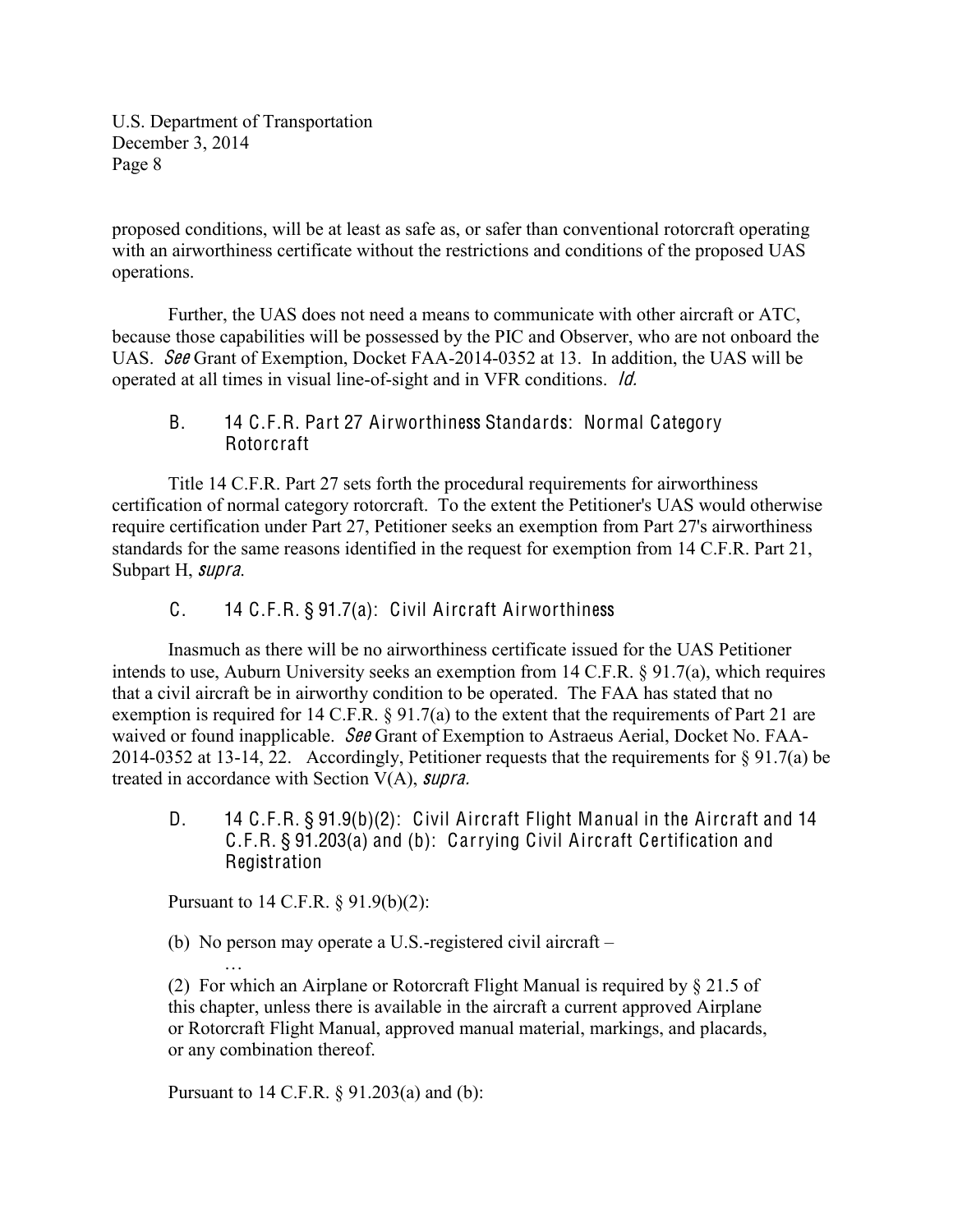proposed conditions, will be at least as safe as, or safer than conventional rotorcraft operating with an airworthiness certificate without the restrictions and conditions of the proposed UAS operations.

Further, the UAS does not need a means to communicate with other aircraft or ATC, because those capabilities will be possessed by the PIC and Observer, who are not onboard the UAS. *See* Grant of Exemption, Docket FAA-2014-0352 at 13. In addition, the UAS will be operated at all times in visual line-of-sight and in VFR conditions. *Id.*

### B. 14 C.F.R. Part 27 Airworthiness Standards: Normal Category Rotorcraft

Title 14 C.F.R. Part 27 sets forth the procedural requirements for airworthiness certification of normal category rotorcraft. To the extent the Petitioner's UAS would otherwise require certification under Part 27, Petitioner seeks an exemption from Part 27's airworthiness standards for the same reasons identified in the request for exemption from 14 C.F.R. Part 21, Subpart H, *supra*.

### C. 14 C.F.R. § 91.7(a): Civil Aircraft Airworthiness

Inasmuch as there will be no airworthiness certificate issued for the UAS Petitioner intends to use, Auburn University seeks an exemption from 14 C.F.R. § 91.7(a), which requires that a civil aircraft be in airworthy condition to be operated. The FAA has stated that no exemption is required for 14 C.F.R. § 91.7(a) to the extent that the requirements of Part 21 are waived or found inapplicable. *See* Grant of Exemption to Astraeus Aerial, Docket No. FAA-2014-0352 at 13-14, 22. Accordingly, Petitioner requests that the requirements for § 91.7(a) be treated in accordance with Section V(A), *supra.*

### D. 14 C.F.R. § 91.9(b)(2): Civil Aircraft Flight Manual in the Aircraft and 14 C.F.R. § 91.203(a) and (b): Carrying Civil Aircraft Certification and Registration

Pursuant to 14 C.F.R. § 91.9(b)(2):

> (b) No person may operate a U.S.-registered civil aircraft –
>
> …
>
> (2) For which an Airplane or Rotorcraft Flight Manual is required by § 21.5 of this chapter, unless there is available in the aircraft a current approved Airplane or Rotorcraft Flight Manual, approved manual material, markings, and placards, or any combination thereof.

Pursuant to 14 C.F.R. § 91.203(a) and (b):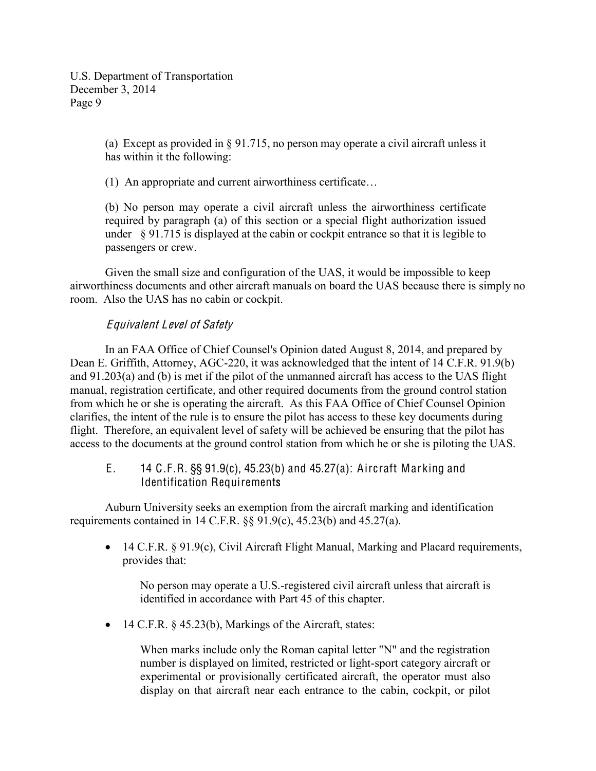> (a) Except as provided in § 91.715, no person may operate a civil aircraft unless it has within it the following:
>
> (1) An appropriate and current airworthiness certificate…
>
> (b) No person may operate a civil aircraft unless the airworthiness certificate required by paragraph (a) of this section or a special flight authorization issued under § 91.715 is displayed at the cabin or cockpit entrance so that it is legible to passengers or crew.

Given the small size and configuration of the UAS, it would be impossible to keep airworthiness documents and other aircraft manuals on board the UAS because there is simply no room. Also the UAS has no cabin or cockpit.

*Equivalent Level of Safety*

In an FAA Office of Chief Counsel's Opinion dated August 8, 2014, and prepared by Dean E. Griffith, Attorney, AGC-220, it was acknowledged that the intent of 14 C.F.R. 91.9(b) and 91.203(a) and (b) is met if the pilot of the unmanned aircraft has access to the UAS flight manual, registration certificate, and other required documents from the ground control station from which he or she is operating the aircraft. As this FAA Office of Chief Counsel Opinion clarifies, the intent of the rule is to ensure the pilot has access to these key documents during flight. Therefore, an equivalent level of safety will be achieved be ensuring that the pilot has access to the documents at the ground control station from which he or she is piloting the UAS.

### E. 14 C.F.R. §§ 91.9(c), 45.23(b) and 45.27(a): Aircraft Marking and Identification Requirements

Auburn University seeks an exemption from the aircraft marking and identification requirements contained in 14 C.F.R. §§ 91.9(c), 45.23(b) and 45.27(a).

- 14 C.F.R. § 91.9(c), Civil Aircraft Flight Manual, Marking and Placard requirements, provides that:

  > No person may operate a U.S.-registered civil aircraft unless that aircraft is identified in accordance with Part 45 of this chapter.

- 14 C.F.R. § 45.23(b), Markings of the Aircraft, states:

  > When marks include only the Roman capital letter "N" and the registration number is displayed on limited, restricted or light-sport category aircraft or experimental or provisionally certificated aircraft, the operator must also display on that aircraft near each entrance to the cabin, cockpit, or pilot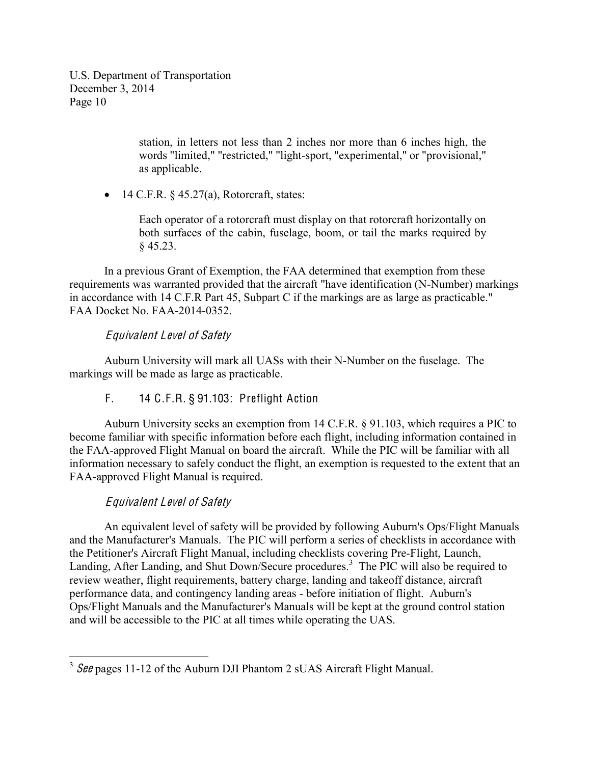> station, in letters not less than 2 inches nor more than 6 inches high, the words "limited," "restricted," "light-sport, "experimental," or "provisional," as applicable.

- 14 C.F.R. § 45.27(a), Rotorcraft, states:

> Each operator of a rotorcraft must display on that rotorcraft horizontally on both surfaces of the cabin, fuselage, boom, or tail the marks required by § 45.23.

In a previous Grant of Exemption, the FAA determined that exemption from these requirements was warranted provided that the aircraft "have identification (N-Number) markings in accordance with 14 C.F.R Part 45, Subpart C if the markings are as large as practicable." FAA Docket No. FAA-2014-0352.

*Equivalent Level of Safety*

Auburn University will mark all UASs with their N-Number on the fuselage. The markings will be made as large as practicable.

F. 14 C.F.R. § 91.103: Preflight Action

Auburn University seeks an exemption from 14 C.F.R. § 91.103, which requires a PIC to become familiar with specific information before each flight, including information contained in the FAA-approved Flight Manual on board the aircraft. While the PIC will be familiar with all information necessary to safely conduct the flight, an exemption is requested to the extent that an FAA-approved Flight Manual is required.

*Equivalent Level of Safety*

An equivalent level of safety will be provided by following Auburn's Ops/Flight Manuals and the Manufacturer's Manuals. The PIC will perform a series of checklists in accordance with the Petitioner's Aircraft Flight Manual, including checklists covering Pre-Flight, Launch, Landing, After Landing, and Shut Down/Secure procedures.[3] The PIC will also be required to review weather, flight requirements, battery charge, landing and takeoff distance, aircraft performance data, and contingency landing areas - before initiation of flight. Auburn's Ops/Flight Manuals and the Manufacturer's Manuals will be kept at the ground control station and will be accessible to the PIC at all times while operating the UAS.

[3] *See* pages 11-12 of the Auburn DJI Phantom 2 sUAS Aircraft Flight Manual.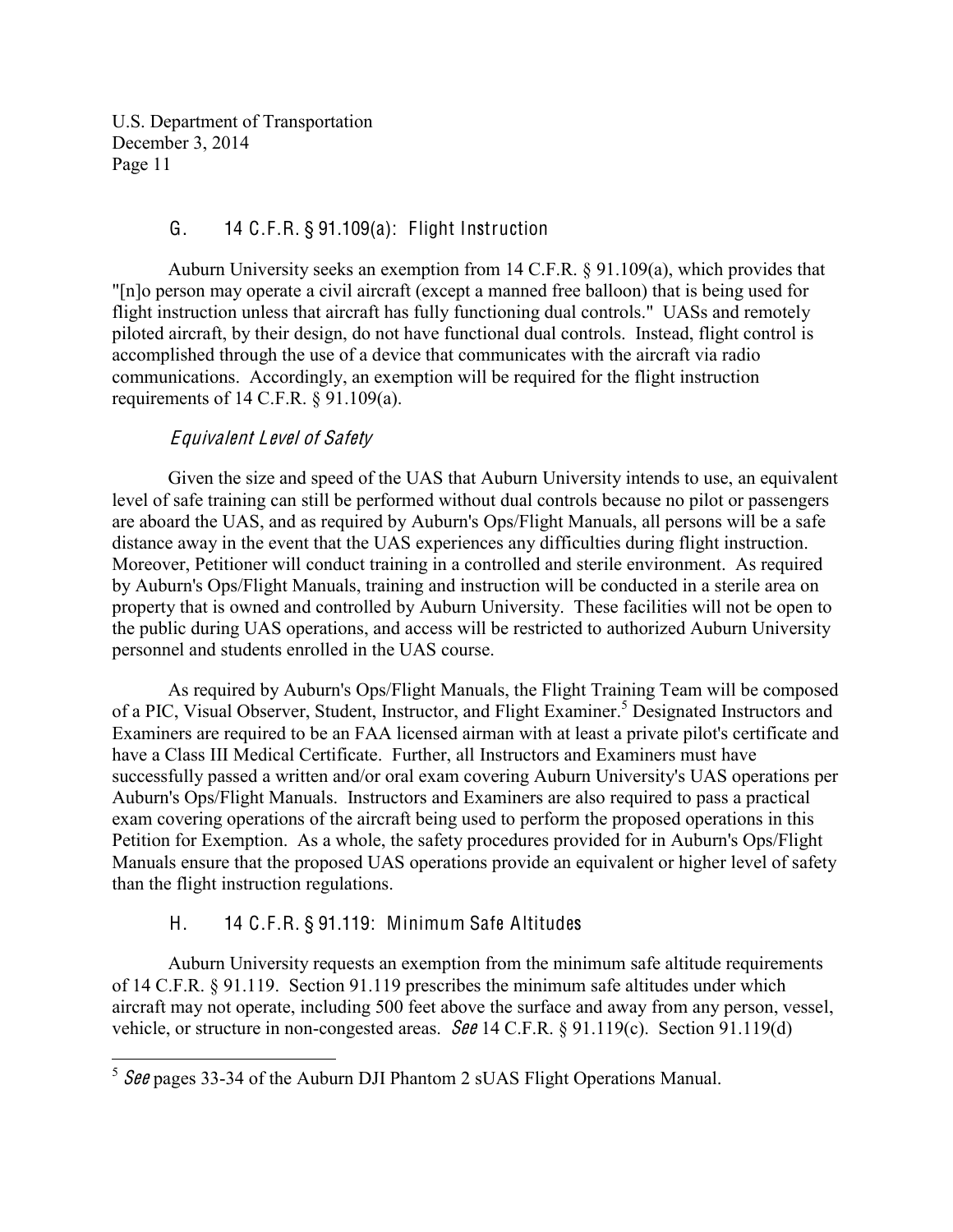### G. 14 C.F.R. § 91.109(a): Flight Instruction

Auburn University seeks an exemption from 14 C.F.R. § 91.109(a), which provides that "[n]o person may operate a civil aircraft (except a manned free balloon) that is being used for flight instruction unless that aircraft has fully functioning dual controls." UASs and remotely piloted aircraft, by their design, do not have functional dual controls. Instead, flight control is accomplished through the use of a device that communicates with the aircraft via radio communications. Accordingly, an exemption will be required for the flight instruction requirements of 14 C.F.R. § 91.109(a).

#### *Equivalent Level of Safety*

Given the size and speed of the UAS that Auburn University intends to use, an equivalent level of safe training can still be performed without dual controls because no pilot or passengers are aboard the UAS, and as required by Auburn's Ops/Flight Manuals, all persons will be a safe distance away in the event that the UAS experiences any difficulties during flight instruction. Moreover, Petitioner will conduct training in a controlled and sterile environment. As required by Auburn's Ops/Flight Manuals, training and instruction will be conducted in a sterile area on property that is owned and controlled by Auburn University. These facilities will not be open to the public during UAS operations, and access will be restricted to authorized Auburn University personnel and students enrolled in the UAS course.

As required by Auburn's Ops/Flight Manuals, the Flight Training Team will be composed of a PIC, Visual Observer, Student, Instructor, and Flight Examiner.[5] Designated Instructors and Examiners are required to be an FAA licensed airman with at least a private pilot's certificate and have a Class III Medical Certificate. Further, all Instructors and Examiners must have successfully passed a written and/or oral exam covering Auburn University's UAS operations per Auburn's Ops/Flight Manuals. Instructors and Examiners are also required to pass a practical exam covering operations of the aircraft being used to perform the proposed operations in this Petition for Exemption. As a whole, the safety procedures provided for in Auburn's Ops/Flight Manuals ensure that the proposed UAS operations provide an equivalent or higher level of safety than the flight instruction regulations.

### H. 14 C.F.R. § 91.119: Minimum Safe Altitudes

Auburn University requests an exemption from the minimum safe altitude requirements of 14 C.F.R. § 91.119. Section 91.119 prescribes the minimum safe altitudes under which aircraft may not operate, including 500 feet above the surface and away from any person, vessel, vehicle, or structure in non-congested areas. *See* 14 C.F.R. § 91.119(c). Section 91.119(d)

---

[5] *See* pages 33-34 of the Auburn DJI Phantom 2 sUAS Flight Operations Manual.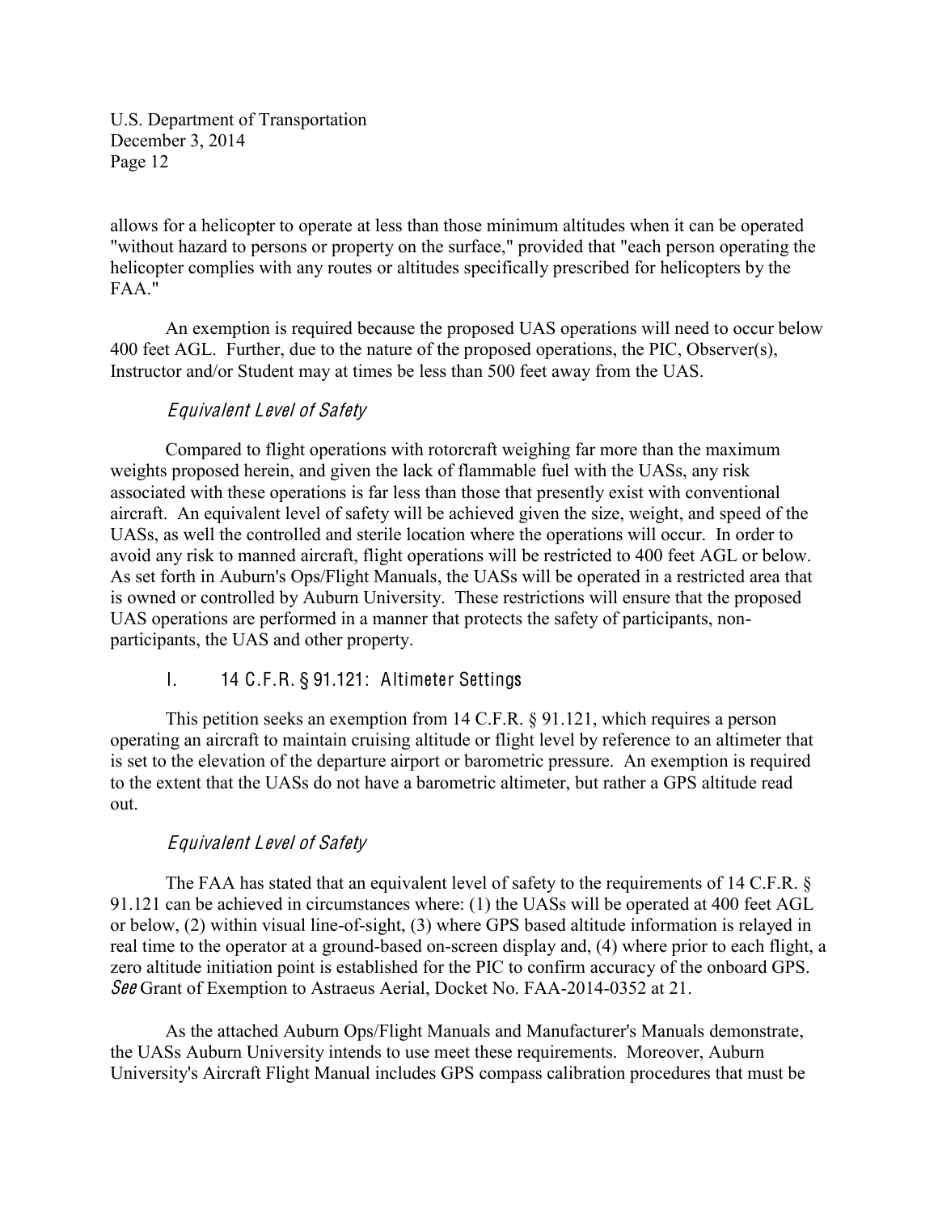allows for a helicopter to operate at less than those minimum altitudes when it can be operated "without hazard to persons or property on the surface," provided that "each person operating the helicopter complies with any routes or altitudes specifically prescribed for helicopters by the FAA."

An exemption is required because the proposed UAS operations will need to occur below 400 feet AGL. Further, due to the nature of the proposed operations, the PIC, Observer(s), Instructor and/or Student may at times be less than 500 feet away from the UAS.

*Equivalent Level of Safety*

Compared to flight operations with rotorcraft weighing far more than the maximum weights proposed herein, and given the lack of flammable fuel with the UASs, any risk associated with these operations is far less than those that presently exist with conventional aircraft. An equivalent level of safety will be achieved given the size, weight, and speed of the UASs, as well the controlled and sterile location where the operations will occur. In order to avoid any risk to manned aircraft, flight operations will be restricted to 400 feet AGL or below. As set forth in Auburn's Ops/Flight Manuals, the UASs will be operated in a restricted area that is owned or controlled by Auburn University. These restrictions will ensure that the proposed UAS operations are performed in a manner that protects the safety of participants, non-participants, the UAS and other property.

### I. 14 C.F.R. § 91.121: Altimeter Settings

This petition seeks an exemption from 14 C.F.R. § 91.121, which requires a person operating an aircraft to maintain cruising altitude or flight level by reference to an altimeter that is set to the elevation of the departure airport or barometric pressure. An exemption is required to the extent that the UASs do not have a barometric altimeter, but rather a GPS altitude read out.

*Equivalent Level of Safety*

The FAA has stated that an equivalent level of safety to the requirements of 14 C.F.R. § 91.121 can be achieved in circumstances where: (1) the UASs will be operated at 400 feet AGL or below, (2) within visual line-of-sight, (3) where GPS based altitude information is relayed in real time to the operator at a ground-based on-screen display and, (4) where prior to each flight, a zero altitude initiation point is established for the PIC to confirm accuracy of the onboard GPS. *See* Grant of Exemption to Astraeus Aerial, Docket No. FAA-2014-0352 at 21.

As the attached Auburn Ops/Flight Manuals and Manufacturer's Manuals demonstrate, the UASs Auburn University intends to use meet these requirements. Moreover, Auburn University's Aircraft Flight Manual includes GPS compass calibration procedures that must be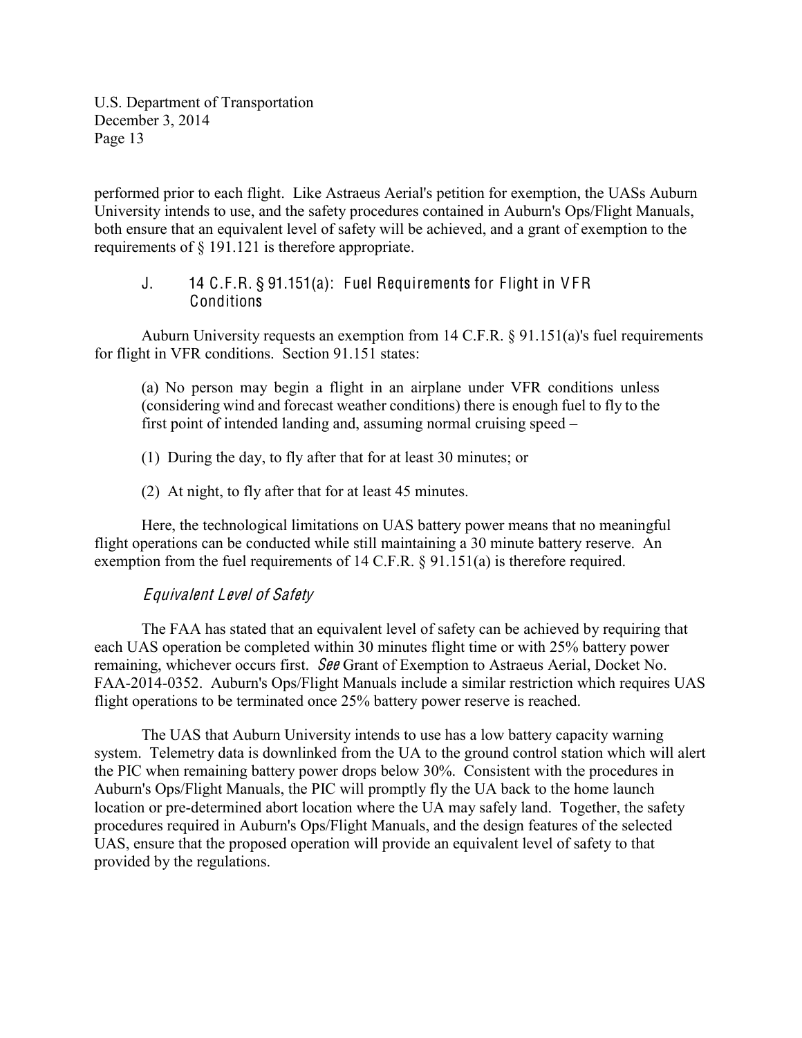performed prior to each flight. Like Astraeus Aerial's petition for exemption, the UASs Auburn University intends to use, and the safety procedures contained in Auburn's Ops/Flight Manuals, both ensure that an equivalent level of safety will be achieved, and a grant of exemption to the requirements of § 191.121 is therefore appropriate.

### J. 14 C.F.R. § 91.151(a): Fuel Requirements for Flight in VFR Conditions

Auburn University requests an exemption from 14 C.F.R. § 91.151(a)'s fuel requirements for flight in VFR conditions. Section 91.151 states:

> (a) No person may begin a flight in an airplane under VFR conditions unless (considering wind and forecast weather conditions) there is enough fuel to fly to the first point of intended landing and, assuming normal cruising speed –
>
> (1) During the day, to fly after that for at least 30 minutes; or
>
> (2) At night, to fly after that for at least 45 minutes.

Here, the technological limitations on UAS battery power means that no meaningful flight operations can be conducted while still maintaining a 30 minute battery reserve. An exemption from the fuel requirements of 14 C.F.R. § 91.151(a) is therefore required.

#### *Equivalent Level of Safety*

The FAA has stated that an equivalent level of safety can be achieved by requiring that each UAS operation be completed within 30 minutes flight time or with 25% battery power remaining, whichever occurs first. *See* Grant of Exemption to Astraeus Aerial, Docket No. FAA-2014-0352. Auburn's Ops/Flight Manuals include a similar restriction which requires UAS flight operations to be terminated once 25% battery power reserve is reached.

The UAS that Auburn University intends to use has a low battery capacity warning system. Telemetry data is downlinked from the UA to the ground control station which will alert the PIC when remaining battery power drops below 30%. Consistent with the procedures in Auburn's Ops/Flight Manuals, the PIC will promptly fly the UA back to the home launch location or pre-determined abort location where the UA may safely land. Together, the safety procedures required in Auburn's Ops/Flight Manuals, and the design features of the selected UAS, ensure that the proposed operation will provide an equivalent level of safety to that provided by the regulations.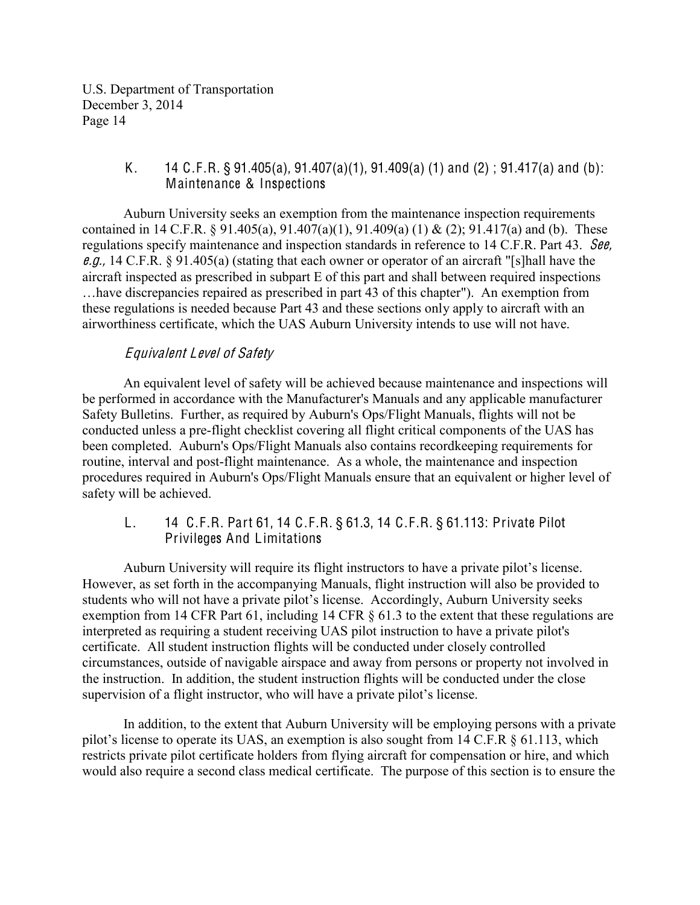### K. 14 C.F.R. § 91.405(a), 91.407(a)(1), 91.409(a) (1) and (2) ; 91.417(a) and (b): Maintenance & Inspections

Auburn University seeks an exemption from the maintenance inspection requirements contained in 14 C.F.R. § 91.405(a), 91.407(a)(1), 91.409(a) (1) & (2); 91.417(a) and (b). These regulations specify maintenance and inspection standards in reference to 14 C.F.R. Part 43. *See, e.g.,* 14 C.F.R. § 91.405(a) (stating that each owner or operator of an aircraft "[s]hall have the aircraft inspected as prescribed in subpart E of this part and shall between required inspections …have discrepancies repaired as prescribed in part 43 of this chapter"). An exemption from these regulations is needed because Part 43 and these sections only apply to aircraft with an airworthiness certificate, which the UAS Auburn University intends to use will not have.

#### *Equivalent Level of Safety*

An equivalent level of safety will be achieved because maintenance and inspections will be performed in accordance with the Manufacturer's Manuals and any applicable manufacturer Safety Bulletins. Further, as required by Auburn's Ops/Flight Manuals, flights will not be conducted unless a pre-flight checklist covering all flight critical components of the UAS has been completed. Auburn's Ops/Flight Manuals also contains recordkeeping requirements for routine, interval and post-flight maintenance. As a whole, the maintenance and inspection procedures required in Auburn's Ops/Flight Manuals ensure that an equivalent or higher level of safety will be achieved.

### L. 14 C.F.R. Part 61, 14 C.F.R. § 61.3, 14 C.F.R. § 61.113: Private Pilot Privileges And Limitations

Auburn University will require its flight instructors to have a private pilot's license. However, as set forth in the accompanying Manuals, flight instruction will also be provided to students who will not have a private pilot's license. Accordingly, Auburn University seeks exemption from 14 CFR Part 61, including 14 CFR § 61.3 to the extent that these regulations are interpreted as requiring a student receiving UAS pilot instruction to have a private pilot's certificate. All student instruction flights will be conducted under closely controlled circumstances, outside of navigable airspace and away from persons or property not involved in the instruction. In addition, the student instruction flights will be conducted under the close supervision of a flight instructor, who will have a private pilot's license.

In addition, to the extent that Auburn University will be employing persons with a private pilot's license to operate its UAS, an exemption is also sought from 14 C.F.R § 61.113, which restricts private pilot certificate holders from flying aircraft for compensation or hire, and which would also require a second class medical certificate. The purpose of this section is to ensure the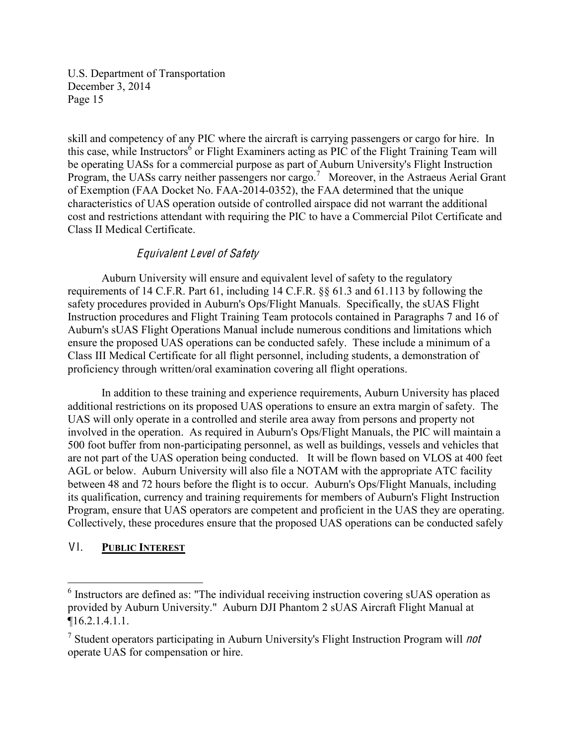skill and competency of any PIC where the aircraft is carrying passengers or cargo for hire. In this case, while Instructors[6] or Flight Examiners acting as PIC of the Flight Training Team will be operating UASs for a commercial purpose as part of Auburn University's Flight Instruction Program, the UASs carry neither passengers nor cargo.[7] Moreover, in the Astraeus Aerial Grant of Exemption (FAA Docket No. FAA-2014-0352), the FAA determined that the unique characteristics of UAS operation outside of controlled airspace did not warrant the additional cost and restrictions attendant with requiring the PIC to have a Commercial Pilot Certificate and Class II Medical Certificate.

### *Equivalent Level of Safety*

Auburn University will ensure and equivalent level of safety to the regulatory requirements of 14 C.F.R. Part 61, including 14 C.F.R. §§ 61.3 and 61.113 by following the safety procedures provided in Auburn's Ops/Flight Manuals. Specifically, the sUAS Flight Instruction procedures and Flight Training Team protocols contained in Paragraphs 7 and 16 of Auburn's sUAS Flight Operations Manual include numerous conditions and limitations which ensure the proposed UAS operations can be conducted safely. These include a minimum of a Class III Medical Certificate for all flight personnel, including students, a demonstration of proficiency through written/oral examination covering all flight operations.

In addition to these training and experience requirements, Auburn University has placed additional restrictions on its proposed UAS operations to ensure an extra margin of safety. The UAS will only operate in a controlled and sterile area away from persons and property not involved in the operation. As required in Auburn's Ops/Flight Manuals, the PIC will maintain a 500 foot buffer from non-participating personnel, as well as buildings, vessels and vehicles that are not part of the UAS operation being conducted. It will be flown based on VLOS at 400 feet AGL or below. Auburn University will also file a NOTAM with the appropriate ATC facility between 48 and 72 hours before the flight is to occur. Auburn's Ops/Flight Manuals, including its qualification, currency and training requirements for members of Auburn's Flight Instruction Program, ensure that UAS operators are competent and proficient in the UAS they are operating. Collectively, these procedures ensure that the proposed UAS operations can be conducted safely

## VI. <u>**PUBLIC INTEREST**</u>

---

[6] Instructors are defined as: "The individual receiving instruction covering sUAS operation as provided by Auburn University." Auburn DJI Phantom 2 sUAS Aircraft Flight Manual at ¶16.2.1.4.1.1.

[7] Student operators participating in Auburn University's Flight Instruction Program will *not* operate UAS for compensation or hire.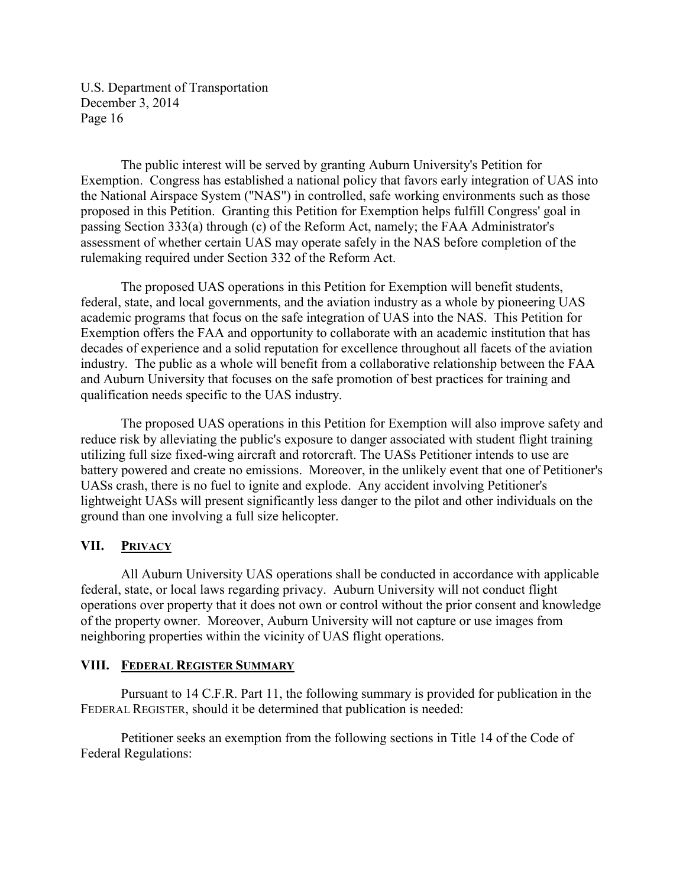The public interest will be served by granting Auburn University's Petition for Exemption. Congress has established a national policy that favors early integration of UAS into the National Airspace System ("NAS") in controlled, safe working environments such as those proposed in this Petition. Granting this Petition for Exemption helps fulfill Congress' goal in passing Section 333(a) through (c) of the Reform Act, namely; the FAA Administrator's assessment of whether certain UAS may operate safely in the NAS before completion of the rulemaking required under Section 332 of the Reform Act.

The proposed UAS operations in this Petition for Exemption will benefit students, federal, state, and local governments, and the aviation industry as a whole by pioneering UAS academic programs that focus on the safe integration of UAS into the NAS. This Petition for Exemption offers the FAA and opportunity to collaborate with an academic institution that has decades of experience and a solid reputation for excellence throughout all facets of the aviation industry. The public as a whole will benefit from a collaborative relationship between the FAA and Auburn University that focuses on the safe promotion of best practices for training and qualification needs specific to the UAS industry.

The proposed UAS operations in this Petition for Exemption will also improve safety and reduce risk by alleviating the public's exposure to danger associated with student flight training utilizing full size fixed-wing aircraft and rotorcraft. The UASs Petitioner intends to use are battery powered and create no emissions. Moreover, in the unlikely event that one of Petitioner's UASs crash, there is no fuel to ignite and explode. Any accident involving Petitioner's lightweight UASs will present significantly less danger to the pilot and other individuals on the ground than one involving a full size helicopter.

## VII. PRIVACY

All Auburn University UAS operations shall be conducted in accordance with applicable federal, state, or local laws regarding privacy. Auburn University will not conduct flight operations over property that it does not own or control without the prior consent and knowledge of the property owner. Moreover, Auburn University will not capture or use images from neighboring properties within the vicinity of UAS flight operations.

## VIII. FEDERAL REGISTER SUMMARY

Pursuant to 14 C.F.R. Part 11, the following summary is provided for publication in the FEDERAL REGISTER, should it be determined that publication is needed:

Petitioner seeks an exemption from the following sections in Title 14 of the Code of Federal Regulations: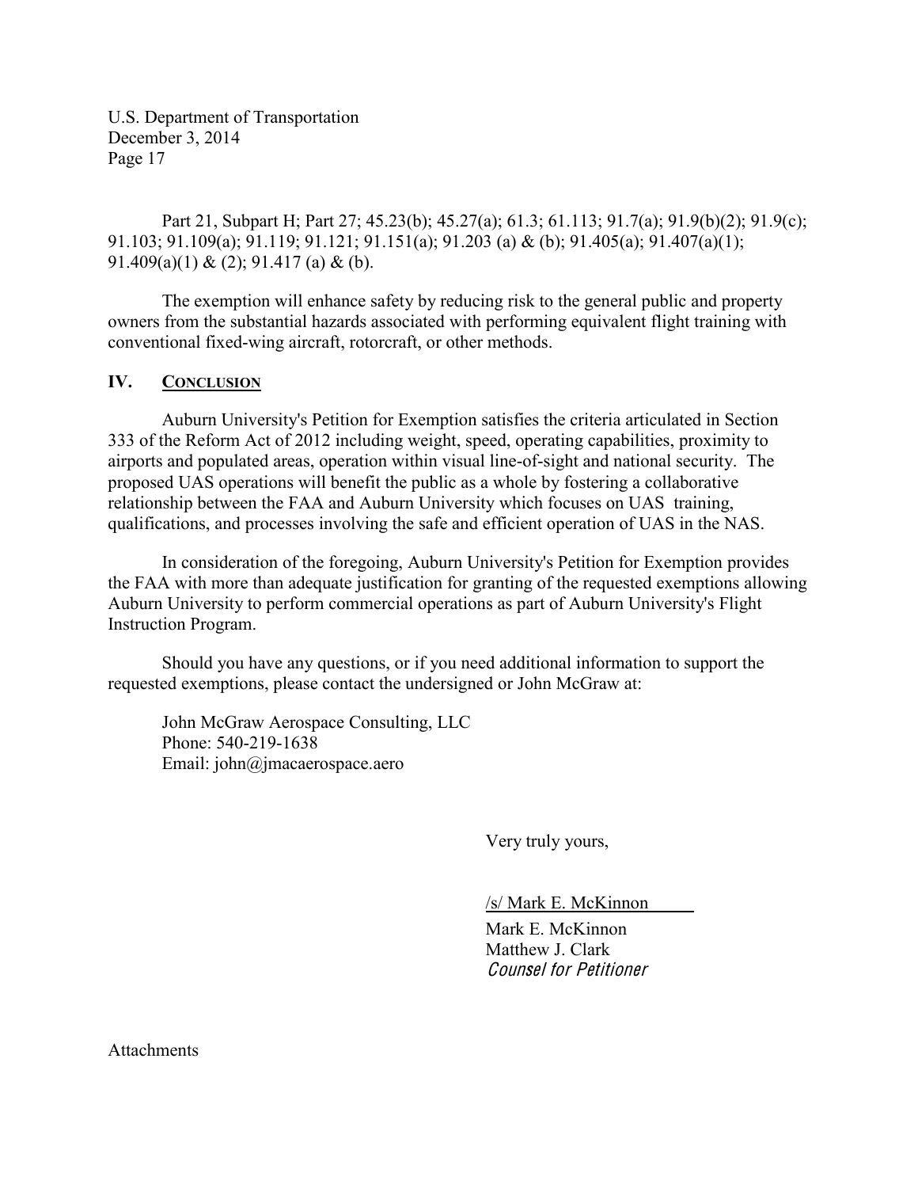Part 21, Subpart H; Part 27; 45.23(b); 45.27(a); 61.3; 61.113; 91.7(a); 91.9(b)(2); 91.9(c); 91.103; 91.109(a); 91.119; 91.121; 91.151(a); 91.203 (a) & (b); 91.405(a); 91.407(a)(1); 91.409(a)(1) & (2); 91.417 (a) & (b).

The exemption will enhance safety by reducing risk to the general public and property owners from the substantial hazards associated with performing equivalent flight training with conventional fixed-wing aircraft, rotorcraft, or other methods.

## IV. CONCLUSION

Auburn University's Petition for Exemption satisfies the criteria articulated in Section 333 of the Reform Act of 2012 including weight, speed, operating capabilities, proximity to airports and populated areas, operation within visual line-of-sight and national security. The proposed UAS operations will benefit the public as a whole by fostering a collaborative relationship between the FAA and Auburn University which focuses on UAS training, qualifications, and processes involving the safe and efficient operation of UAS in the NAS.

In consideration of the foregoing, Auburn University's Petition for Exemption provides the FAA with more than adequate justification for granting of the requested exemptions allowing Auburn University to perform commercial operations as part of Auburn University's Flight Instruction Program.

Should you have any questions, or if you need additional information to support the requested exemptions, please contact the undersigned or John McGraw at:

John McGraw Aerospace Consulting, LLC
Phone: 540-219-1638
Email: john@jmacaerospace.aero

Very truly yours,

/s/ Mark E. McKinnon

Mark E. McKinnon
Matthew J. Clark
*Counsel for Petitioner*

Attachments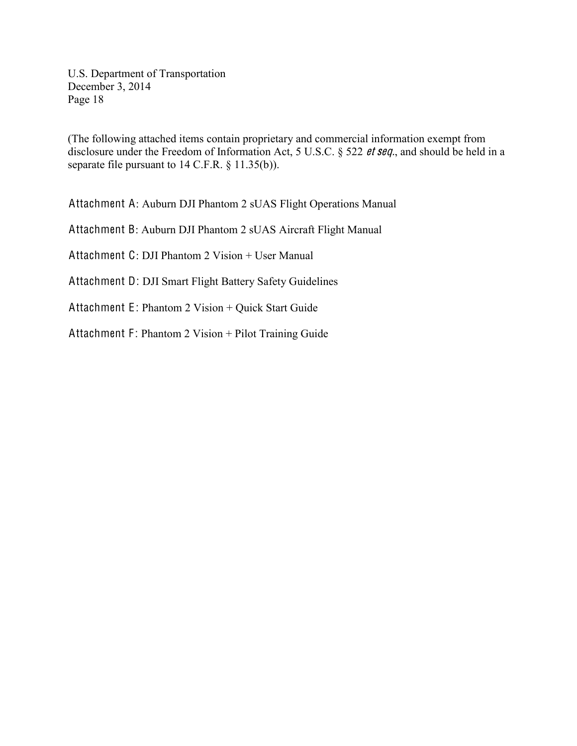(The following attached items contain proprietary and commercial information exempt from disclosure under the Freedom of Information Act, 5 U.S.C. § 522 *et seq.*, and should be held in a separate file pursuant to 14 C.F.R. § 11.35(b)).

Attachment A: Auburn DJI Phantom 2 sUAS Flight Operations Manual

Attachment B: Auburn DJI Phantom 2 sUAS Aircraft Flight Manual

Attachment C: DJI Phantom 2 Vision + User Manual

Attachment D: DJI Smart Flight Battery Safety Guidelines

Attachment E: Phantom 2 Vision + Quick Start Guide

Attachment F: Phantom 2 Vision + Pilot Training Guide